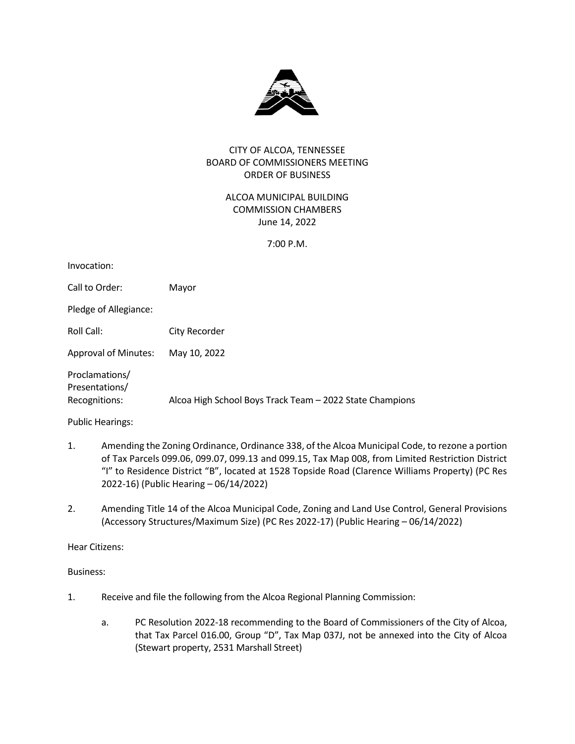# CITY OF ALCOA, TENNESSEE
## BOARD OF COMMISSIONERS MEETING
## ORDER OF BUSINESS

ALCOA MUNICIPAL BUILDING
COMMISSION CHAMBERS
June 14, 2022

7:00 P.M.

Invocation:

Call to Order: Mayor

Pledge of Allegiance:

Roll Call: City Recorder

Approval of Minutes: May 10, 2022

Proclamations/
Presentations/
Recognitions: Alcoa High School Boys Track Team – 2022 State Champions

Public Hearings:

1. Amending the Zoning Ordinance, Ordinance 338, of the Alcoa Municipal Code, to rezone a portion of Tax Parcels 099.06, 099.07, 099.13 and 099.15, Tax Map 008, from Limited Restriction District "I" to Residence District "B", located at 1528 Topside Road (Clarence Williams Property) (PC Res 2022-16) (Public Hearing – 06/14/2022)

2. Amending Title 14 of the Alcoa Municipal Code, Zoning and Land Use Control, General Provisions (Accessory Structures/Maximum Size) (PC Res 2022-17) (Public Hearing – 06/14/2022)

Hear Citizens:

Business:

1. Receive and file the following from the Alcoa Regional Planning Commission:

   a. PC Resolution 2022-18 recommending to the Board of Commissioners of the City of Alcoa, that Tax Parcel 016.00, Group "D", Tax Map 037J, not be annexed into the City of Alcoa (Stewart property, 2531 Marshall Street)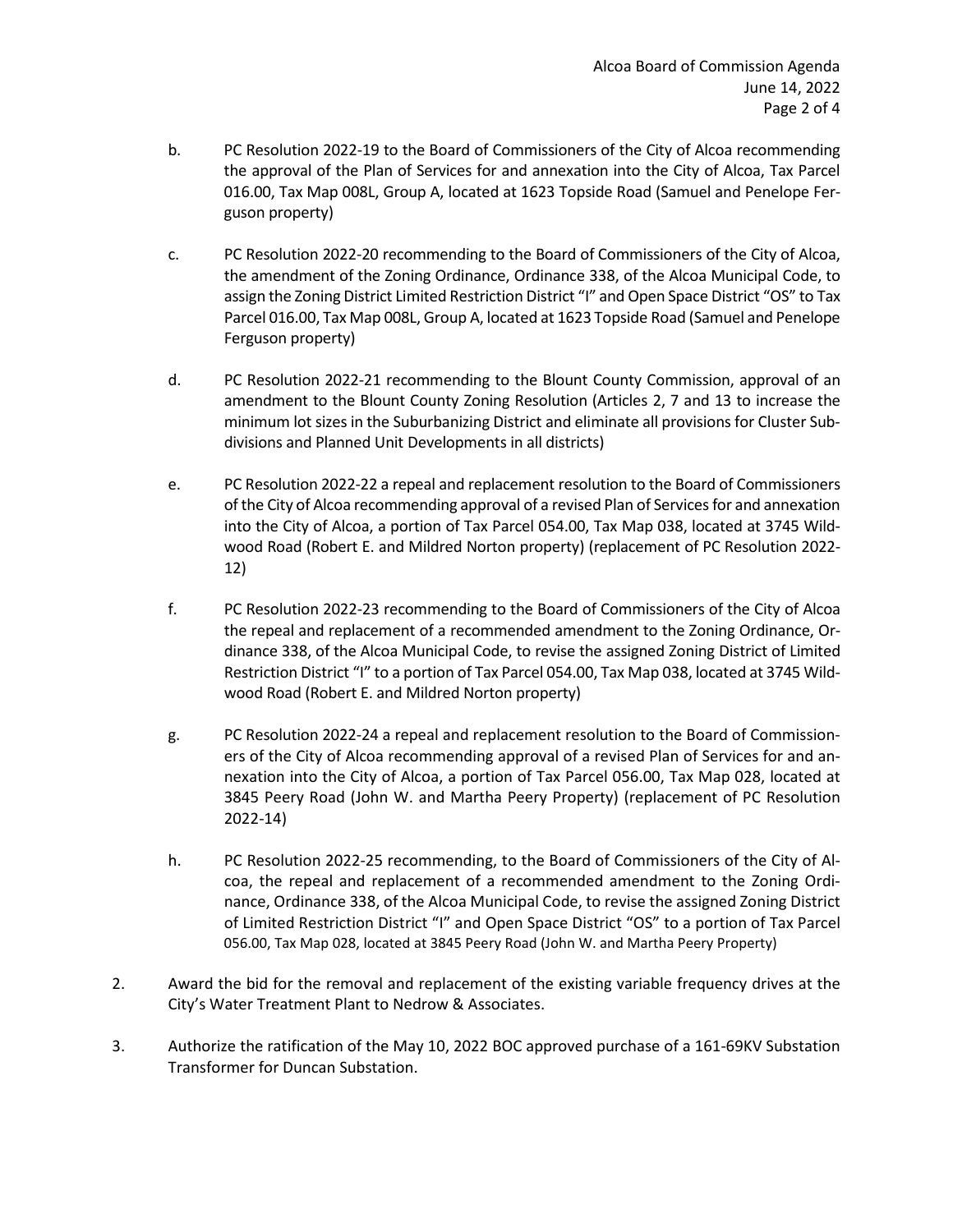b. PC Resolution 2022-19 to the Board of Commissioners of the City of Alcoa recommending the approval of the Plan of Services for and annexation into the City of Alcoa, Tax Parcel 016.00, Tax Map 008L, Group A, located at 1623 Topside Road (Samuel and Penelope Ferguson property)

c. PC Resolution 2022-20 recommending to the Board of Commissioners of the City of Alcoa, the amendment of the Zoning Ordinance, Ordinance 338, of the Alcoa Municipal Code, to assign the Zoning District Limited Restriction District "I" and Open Space District "OS" to Tax Parcel 016.00, Tax Map 008L, Group A, located at 1623 Topside Road (Samuel and Penelope Ferguson property)

d. PC Resolution 2022-21 recommending to the Blount County Commission, approval of an amendment to the Blount County Zoning Resolution (Articles 2, 7 and 13 to increase the minimum lot sizes in the Suburbanizing District and eliminate all provisions for Cluster Subdivisions and Planned Unit Developments in all districts)

e. PC Resolution 2022-22 a repeal and replacement resolution to the Board of Commissioners of the City of Alcoa recommending approval of a revised Plan of Services for and annexation into the City of Alcoa, a portion of Tax Parcel 054.00, Tax Map 038, located at 3745 Wildwood Road (Robert E. and Mildred Norton property) (replacement of PC Resolution 2022-12)

f. PC Resolution 2022-23 recommending to the Board of Commissioners of the City of Alcoa the repeal and replacement of a recommended amendment to the Zoning Ordinance, Ordinance 338, of the Alcoa Municipal Code, to revise the assigned Zoning District of Limited Restriction District "I" to a portion of Tax Parcel 054.00, Tax Map 038, located at 3745 Wildwood Road (Robert E. and Mildred Norton property)

g. PC Resolution 2022-24 a repeal and replacement resolution to the Board of Commissioners of the City of Alcoa recommending approval of a revised Plan of Services for and annexation into the City of Alcoa, a portion of Tax Parcel 056.00, Tax Map 028, located at 3845 Peery Road (John W. and Martha Peery Property) (replacement of PC Resolution 2022-14)

h. PC Resolution 2022-25 recommending, to the Board of Commissioners of the City of Alcoa, the repeal and replacement of a recommended amendment to the Zoning Ordinance, Ordinance 338, of the Alcoa Municipal Code, to revise the assigned Zoning District of Limited Restriction District "I" and Open Space District "OS" to a portion of Tax Parcel 056.00, Tax Map 028, located at 3845 Peery Road (John W. and Martha Peery Property)

2. Award the bid for the removal and replacement of the existing variable frequency drives at the City's Water Treatment Plant to Nedrow & Associates.

3. Authorize the ratification of the May 10, 2022 BOC approved purchase of a 161-69KV Substation Transformer for Duncan Substation.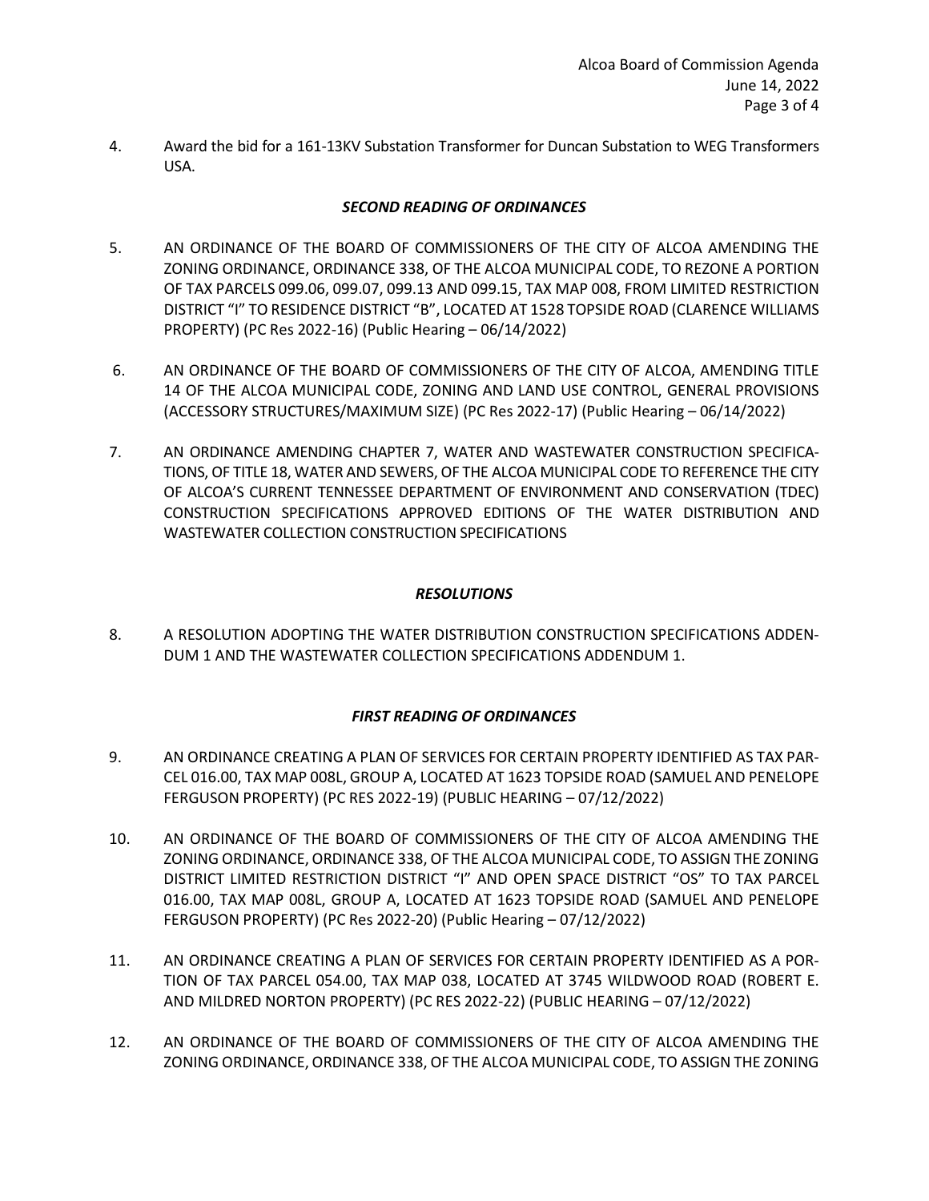4. Award the bid for a 161-13KV Substation Transformer for Duncan Substation to WEG Transformers USA.

### *SECOND READING OF ORDINANCES*

5. AN ORDINANCE OF THE BOARD OF COMMISSIONERS OF THE CITY OF ALCOA AMENDING THE ZONING ORDINANCE, ORDINANCE 338, OF THE ALCOA MUNICIPAL CODE, TO REZONE A PORTION OF TAX PARCELS 099.06, 099.07, 099.13 AND 099.15, TAX MAP 008, FROM LIMITED RESTRICTION DISTRICT "I" TO RESIDENCE DISTRICT "B", LOCATED AT 1528 TOPSIDE ROAD (CLARENCE WILLIAMS PROPERTY) (PC Res 2022-16) (Public Hearing – 06/14/2022)

6. AN ORDINANCE OF THE BOARD OF COMMISSIONERS OF THE CITY OF ALCOA, AMENDING TITLE 14 OF THE ALCOA MUNICIPAL CODE, ZONING AND LAND USE CONTROL, GENERAL PROVISIONS (ACCESSORY STRUCTURES/MAXIMUM SIZE) (PC Res 2022-17) (Public Hearing – 06/14/2022)

7. AN ORDINANCE AMENDING CHAPTER 7, WATER AND WASTEWATER CONSTRUCTION SPECIFICATIONS, OF TITLE 18, WATER AND SEWERS, OF THE ALCOA MUNICIPAL CODE TO REFERENCE THE CITY OF ALCOA'S CURRENT TENNESSEE DEPARTMENT OF ENVIRONMENT AND CONSERVATION (TDEC) CONSTRUCTION SPECIFICATIONS APPROVED EDITIONS OF THE WATER DISTRIBUTION AND WASTEWATER COLLECTION CONSTRUCTION SPECIFICATIONS

### *RESOLUTIONS*

8. A RESOLUTION ADOPTING THE WATER DISTRIBUTION CONSTRUCTION SPECIFICATIONS ADDENDUM 1 AND THE WASTEWATER COLLECTION SPECIFICATIONS ADDENDUM 1.

### *FIRST READING OF ORDINANCES*

9. AN ORDINANCE CREATING A PLAN OF SERVICES FOR CERTAIN PROPERTY IDENTIFIED AS TAX PARCEL 016.00, TAX MAP 008L, GROUP A, LOCATED AT 1623 TOPSIDE ROAD (SAMUEL AND PENELOPE FERGUSON PROPERTY) (PC RES 2022-19) (PUBLIC HEARING – 07/12/2022)

10. AN ORDINANCE OF THE BOARD OF COMMISSIONERS OF THE CITY OF ALCOA AMENDING THE ZONING ORDINANCE, ORDINANCE 338, OF THE ALCOA MUNICIPAL CODE, TO ASSIGN THE ZONING DISTRICT LIMITED RESTRICTION DISTRICT "I" AND OPEN SPACE DISTRICT "OS" TO TAX PARCEL 016.00, TAX MAP 008L, GROUP A, LOCATED AT 1623 TOPSIDE ROAD (SAMUEL AND PENELOPE FERGUSON PROPERTY) (PC Res 2022-20) (Public Hearing – 07/12/2022)

11. AN ORDINANCE CREATING A PLAN OF SERVICES FOR CERTAIN PROPERTY IDENTIFIED AS A PORTION OF TAX PARCEL 054.00, TAX MAP 038, LOCATED AT 3745 WILDWOOD ROAD (ROBERT E. AND MILDRED NORTON PROPERTY) (PC RES 2022-22) (PUBLIC HEARING – 07/12/2022)

12. AN ORDINANCE OF THE BOARD OF COMMISSIONERS OF THE CITY OF ALCOA AMENDING THE ZONING ORDINANCE, ORDINANCE 338, OF THE ALCOA MUNICIPAL CODE, TO ASSIGN THE ZONING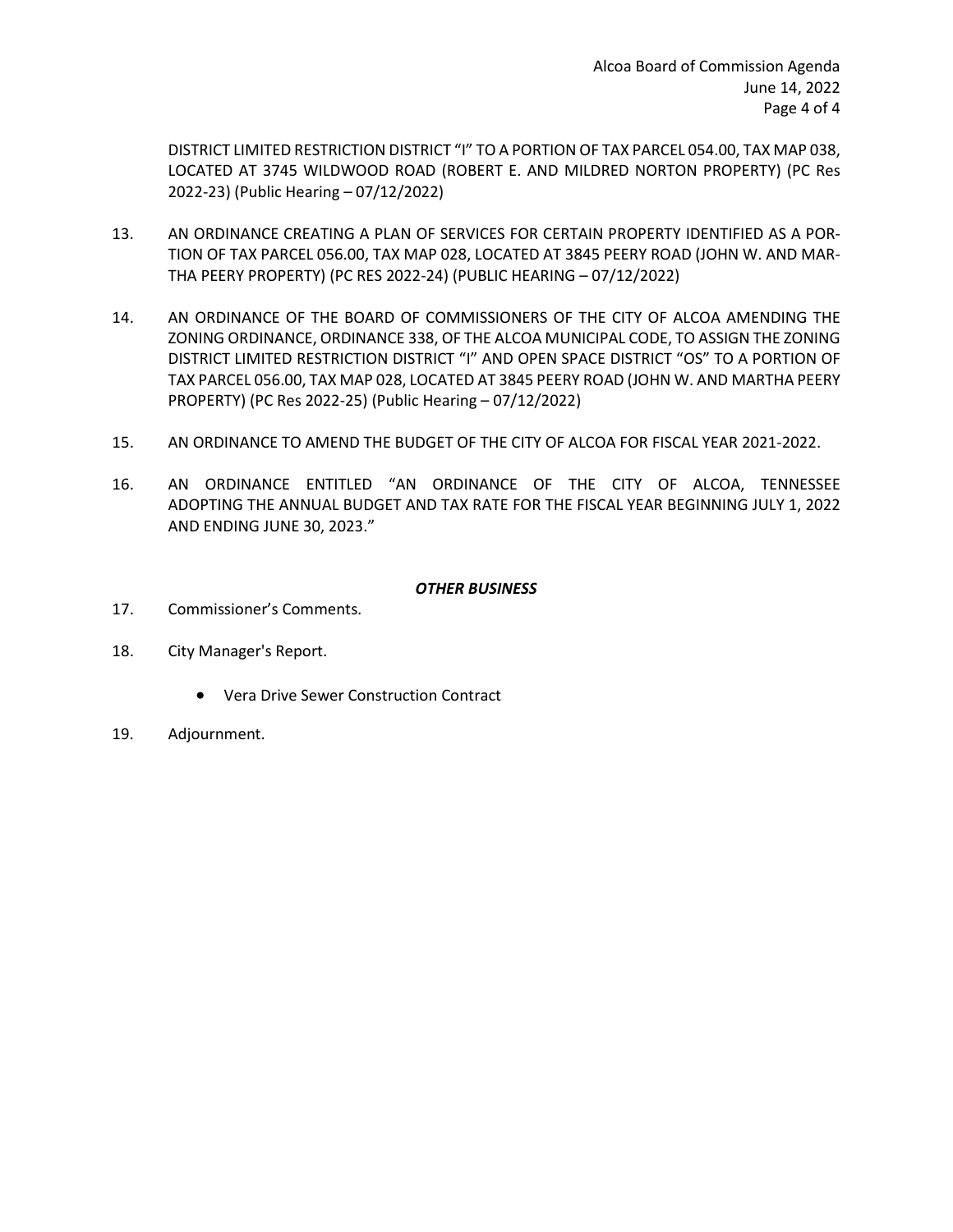DISTRICT LIMITED RESTRICTION DISTRICT "I" TO A PORTION OF TAX PARCEL 054.00, TAX MAP 038, LOCATED AT 3745 WILDWOOD ROAD (ROBERT E. AND MILDRED NORTON PROPERTY) (PC Res 2022-23) (Public Hearing – 07/12/2022)

13. AN ORDINANCE CREATING A PLAN OF SERVICES FOR CERTAIN PROPERTY IDENTIFIED AS A PORTION OF TAX PARCEL 056.00, TAX MAP 028, LOCATED AT 3845 PEERY ROAD (JOHN W. AND MARTHA PEERY PROPERTY) (PC RES 2022-24) (PUBLIC HEARING – 07/12/2022)

14. AN ORDINANCE OF THE BOARD OF COMMISSIONERS OF THE CITY OF ALCOA AMENDING THE ZONING ORDINANCE, ORDINANCE 338, OF THE ALCOA MUNICIPAL CODE, TO ASSIGN THE ZONING DISTRICT LIMITED RESTRICTION DISTRICT "I" AND OPEN SPACE DISTRICT "OS" TO A PORTION OF TAX PARCEL 056.00, TAX MAP 028, LOCATED AT 3845 PEERY ROAD (JOHN W. AND MARTHA PEERY PROPERTY) (PC Res 2022-25) (Public Hearing – 07/12/2022)

15. AN ORDINANCE TO AMEND THE BUDGET OF THE CITY OF ALCOA FOR FISCAL YEAR 2021-2022.

16. AN ORDINANCE ENTITLED "AN ORDINANCE OF THE CITY OF ALCOA, TENNESSEE ADOPTING THE ANNUAL BUDGET AND TAX RATE FOR THE FISCAL YEAR BEGINNING JULY 1, 2022 AND ENDING JUNE 30, 2023."

***OTHER BUSINESS***

17. Commissioner's Comments.

18. City Manager's Report.

    - Vera Drive Sewer Construction Contract

19. Adjournment.